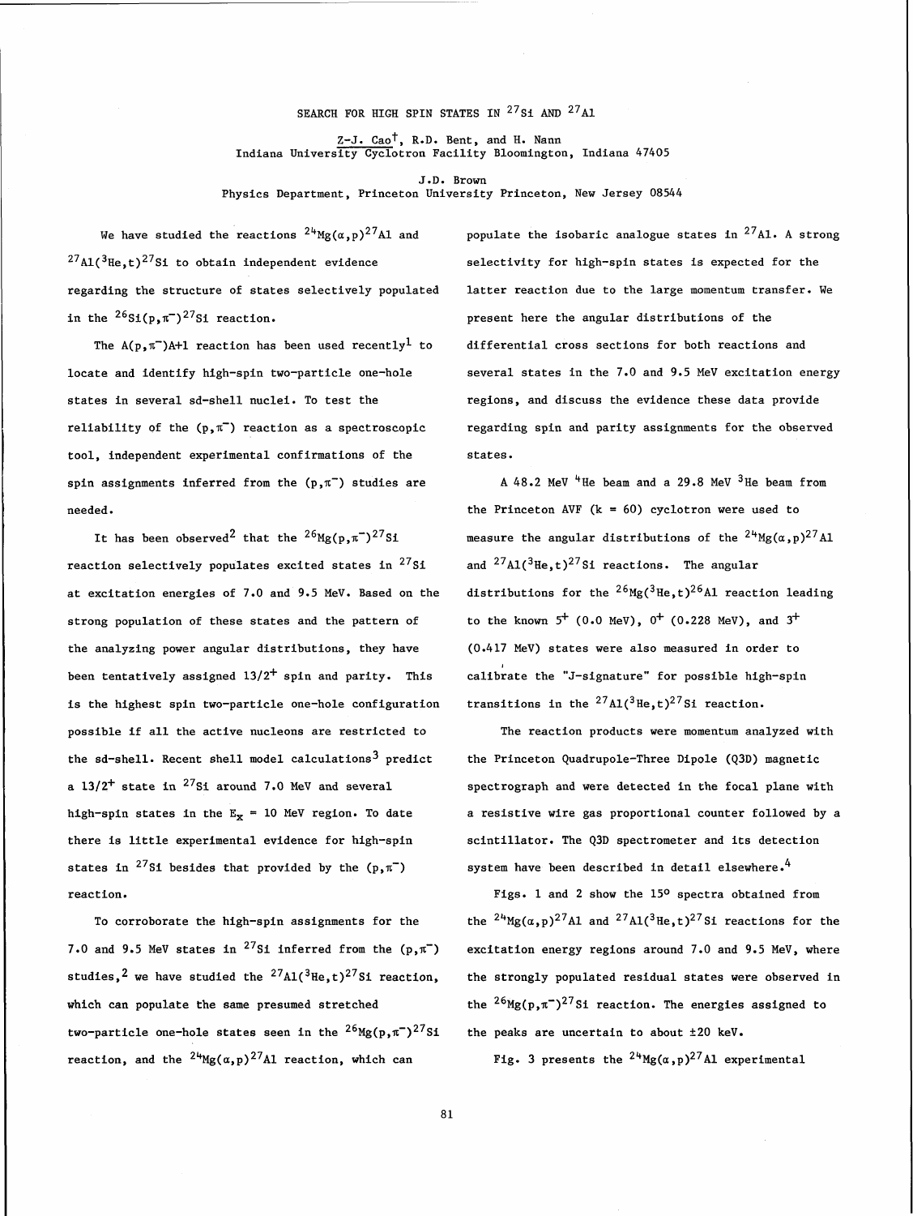# SEARCH FOR HIGH SPIN STATES IN $^{27}$Si AND $^{27}$Al

Z-J. Cao†, R.D. Bent, and H. Nann
Indiana University Cyclotron Facility Bloomington, Indiana 47405

J.D. Brown
Physics Department, Princeton University Princeton, New Jersey 08544

We have studied the reactions $^{24}$Mg($\alpha$,p)$^{27}$Al and $^{27}$Al($^{3}$He,t)$^{27}$Si to obtain independent evidence regarding the structure of states selectively populated in the $^{26}$Si(p,$\pi^-$)$^{27}$Si reaction.

The A(p,$\pi^-$)A+1 reaction has been used recently[1] to locate and identify high-spin two-particle one-hole states in several sd-shell nuclei. To test the reliability of the (p,$\pi^-$) reaction as a spectroscopic tool, independent experimental confirmations of the spin assignments inferred from the (p,$\pi^-$) studies are needed.

It has been observed[2] that the $^{26}$Mg(p,$\pi^-$)$^{27}$Si reaction selectively populates excited states in $^{27}$Si at excitation energies of 7.0 and 9.5 MeV. Based on the strong population of these states and the pattern of the analyzing power angular distributions, they have been tentatively assigned 13/2$^+$ spin and parity. This is the highest spin two-particle one-hole configuration possible if all the active nucleons are restricted to the sd-shell. Recent shell model calculations[3] predict a 13/2$^+$ state in $^{27}$Si around 7.0 MeV and several high-spin states in the $E_x$ = 10 MeV region. To date there is little experimental evidence for high-spin states in $^{27}$Si besides that provided by the (p,$\pi^-$) reaction.

To corroborate the high-spin assignments for the 7.0 and 9.5 MeV states in $^{27}$Si inferred from the (p,$\pi^-$) studies,[2] we have studied the $^{27}$Al($^{3}$He,t)$^{27}$Si reaction, which can populate the same presumed stretched two-particle one-hole states seen in the $^{26}$Mg(p,$\pi^-$)$^{27}$Si reaction, and the $^{24}$Mg($\alpha$,p)$^{27}$Al reaction, which can populate the isobaric analogue states in $^{27}$Al. A strong selectivity for high-spin states is expected for the latter reaction due to the large momentum transfer. We present here the angular distributions of the differential cross sections for both reactions and several states in the 7.0 and 9.5 MeV excitation energy regions, and discuss the evidence these data provide regarding spin and parity assignments for the observed states.

A 48.2 MeV $^{4}$He beam and a 29.8 MeV $^{3}$He beam from the Princeton AVF (k = 60) cyclotron were used to measure the angular distributions of the $^{24}$Mg($\alpha$,p)$^{27}$Al and $^{27}$Al($^{3}$He,t)$^{27}$Si reactions. The angular distributions for the $^{26}$Mg($^{3}$He,t)$^{26}$Al reaction leading to the known 5$^+$ (0.0 MeV), 0$^+$ (0.228 MeV), and 3$^+$ (0.417 MeV) states were also measured in order to calibrate the "J-signature" for possible high-spin transitions in the $^{27}$Al($^{3}$He,t)$^{27}$Si reaction.

The reaction products were momentum analyzed with the Princeton Quadrupole-Three Dipole (Q3D) magnetic spectrograph and were detected in the focal plane with a resistive wire gas proportional counter followed by a scintillator. The Q3D spectrometer and its detection system have been described in detail elsewhere.[4]

Figs. 1 and 2 show the 15° spectra obtained from the $^{24}$Mg($\alpha$,p)$^{27}$Al and $^{27}$Al($^{3}$He,t)$^{27}$Si reactions for the excitation energy regions around 7.0 and 9.5 MeV, where the strongly populated residual states were observed in the $^{26}$Mg(p,$\pi^-$)$^{27}$Si reaction. The energies assigned to the peaks are uncertain to about ±20 keV.

Fig. 3 presents the $^{24}$Mg($\alpha$,p)$^{27}$Al experimental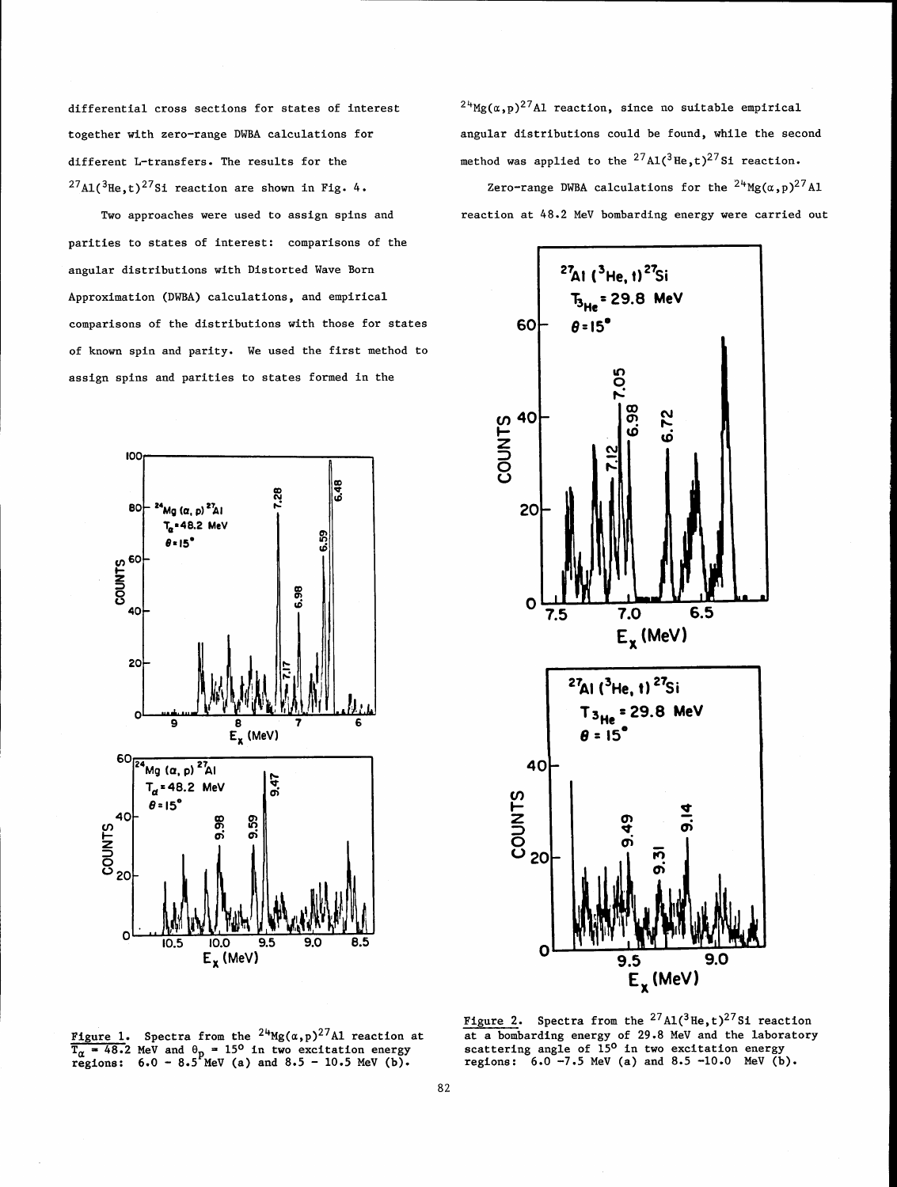differential cross sections for states of interest together with zero-range DWBA calculations for different L-transfers. The results for the $^{27}Al(^{3}He,t)^{27}Si$ reaction are shown in Fig. 4.

Two approaches were used to assign spins and parities to states of interest: comparisons of the angular distributions with Distorted Wave Born Approximation (DWBA) calculations, and empirical comparisons of the distributions with those for states of known spin and parity. We used the first method to assign spins and parities to states formed in the $^{24}Mg(\alpha,p)^{27}Al$ reaction, since no suitable empirical angular distributions could be found, while the second method was applied to the $^{27}Al(^{3}He,t)^{27}Si$ reaction.

Zero-range DWBA calculations for the $^{24}Mg(\alpha,p)^{27}Al$ reaction at 48.2 MeV bombarding energy were carried out

Figure 1. Spectra from the $^{24}Mg(\alpha,p)^{27}Al$ reaction at $T_{\alpha}$ = 48.2 MeV and $\theta_p$ = 15° in two excitation energy regions: 6.0 - 8.5 MeV (a) and 8.5 - 10.5 MeV (b).

Figure 2. Spectra from the $^{27}Al(^{3}He,t)^{27}Si$ reaction at a bombarding energy of 29.8 MeV and the laboratory scattering angle of 15° in two excitation energy regions: 6.0 -7.5 MeV (a) and 8.5 -10.0 MeV (b).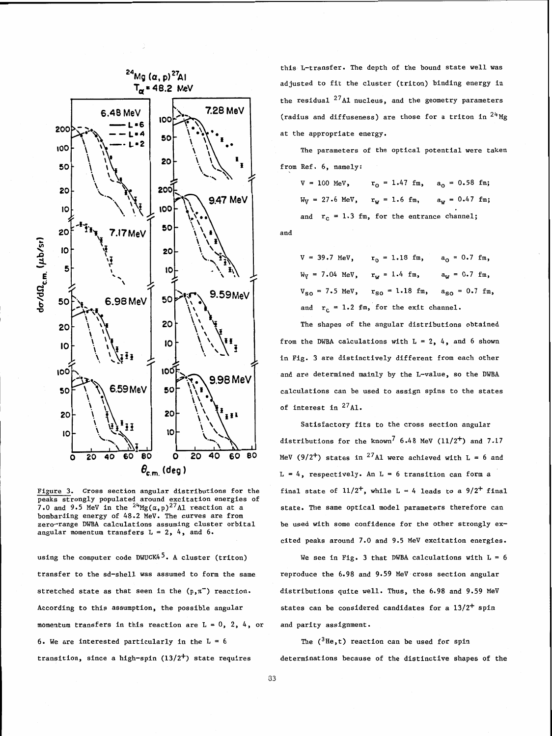Figure 3. Cross section angular distributions for the peaks strongly populated around excitation energies of 7.0 and 9.5 MeV in the $^{24}Mg(\alpha,p)^{27}Al$ reaction at a bombarding energy of 48.2 MeV. The curves are from zero-range DWBA calculations assuming cluster orbital angular momentum transfers L = 2, 4, and 6.

using the computer code DWUCK4[5]. A cluster (triton) transfer to the sd-shell was assumed to form the same stretched state as that seen in the $(p,\pi^-)$ reaction. According to this assumption, the possible angular momentum transfers in this reaction are L = 0, 2, 4, or 6. We are interested particularly in the L = 6 transition, since a high-spin $(13/2^+)$ state requires this L-transfer. The depth of the bound state well was adjusted to fit the cluster (triton) binding energy in the residual $^{27}Al$ nucleus, and the geometry parameters (radius and diffuseness) are those for a triton in $^{24}Mg$ at the appropriate energy.

The parameters of the optical potential were taken from Ref. 6, namely:

$V = 100$ MeV, $\quad r_o = 1.47$ fm, $\quad a_o = 0.58$ fm;

$W_V = 27.6$ MeV, $\quad r_w = 1.6$ fm, $\quad a_w = 0.47$ fm;

and $r_c = 1.3$ fm, for the entrance channel;

and

$V = 39.7$ MeV, $\quad r_o = 1.18$ fm, $\quad a_o = 0.7$ fm,

$W_V = 7.04$ MeV, $\quad r_w = 1.4$ fm, $\quad a_w = 0.7$ fm,

$V_{so} = 7.5$ MeV, $\quad r_{so} = 1.18$ fm, $\quad a_{so} = 0.7$ fm,

and $r_c = 1.2$ fm, for the exit channel.

The shapes of the angular distributions obtained from the DWBA calculations with L = 2, 4, and 6 shown in Fig. 3 are distinctively different from each other and are determined mainly by the L-value, so the DWBA calculations can be used to assign spins to the states of interest in $^{27}Al$.

Satisfactory fits to the cross section angular distributions for the known[7] 6.48 MeV $(11/2^+)$ and 7.17 MeV $(9/2^+)$ states in $^{27}Al$ were achieved with L = 6 and L = 4, respectively. An L = 6 transition can form a final state of $11/2^+$, while L = 4 leads to a $9/2^+$ final state. The same optical model parameters therefore can be used with some confidence for the other strongly excited peaks around 7.0 and 9.5 MeV excitation energies.

We see in Fig. 3 that DWBA calculations with L = 6 reproduce the 6.98 and 9.59 MeV cross section angular distributions quite well. Thus, the 6.98 and 9.59 MeV states can be considered candidates for a $13/2^+$ spin and parity assignment.

The $(^3He,t)$ reaction can be used for spin determinations because of the distinctive shapes of the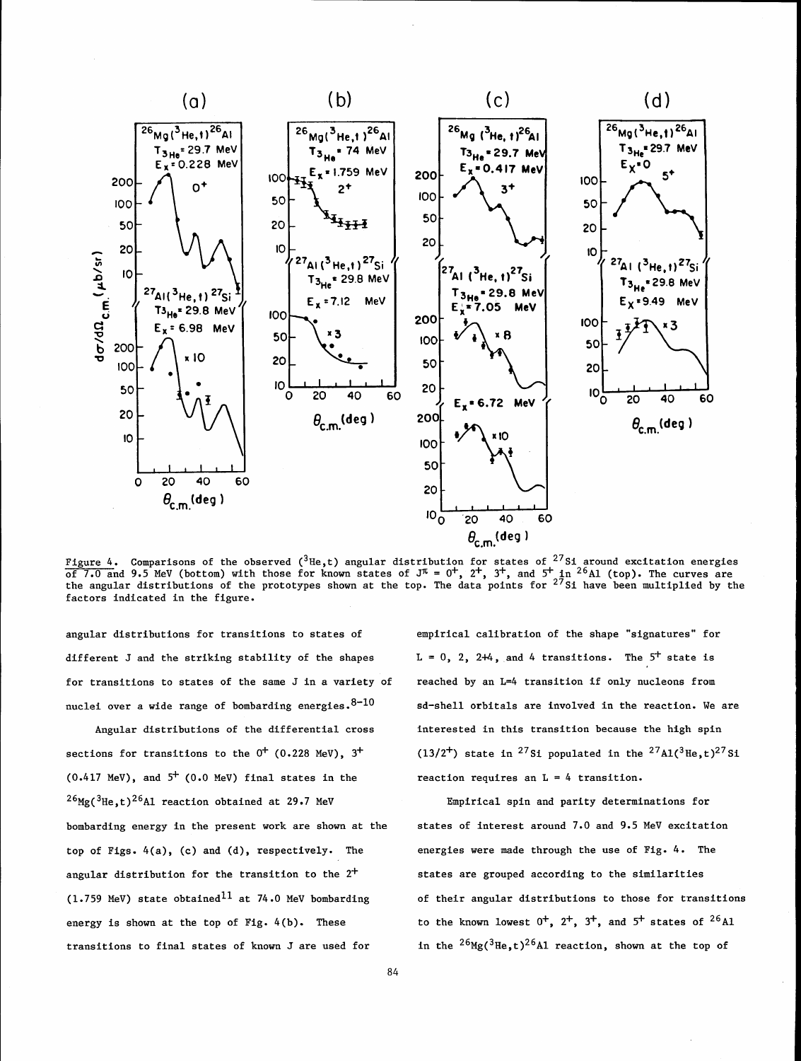Figure 4. Comparisons of the observed ($^3$He,t) angular distribution for states of $^{27}$Si around excitation energies of 7.0 and 9.5 MeV (bottom) with those for known states of $J^{\pi}$ = $0^+$, $2^+$, $3^+$, and $5^+$ in $^{26}$Al (top). The curves are the angular distributions of the prototypes shown at the top. The data points for $^{27}$Si have been multiplied by the factors indicated in the figure.

angular distributions for transitions to states of different J and the striking stability of the shapes for transitions to states of the same J in a variety of nuclei over a wide range of bombarding energies.[8-10]

Angular distributions of the differential cross sections for transitions to the $0^+$ (0.228 MeV), $3^+$ (0.417 MeV), and $5^+$ (0.0 MeV) final states in the $^{26}$Mg($^3$He,t)$^{26}$Al reaction obtained at 29.7 MeV bombarding energy in the present work are shown at the top of Figs. 4(a), (c) and (d), respectively. The angular distribution for the transition to the $2^+$ (1.759 MeV) state obtained[11] at 74.0 MeV bombarding energy is shown at the top of Fig. 4(b). These transitions to final states of known J are used for empirical calibration of the shape "signatures" for L = 0, 2, 2+4, and 4 transitions. The $5^+$ state is reached by an L=4 transition if only nucleons from sd-shell orbitals are involved in the reaction. We are interested in this transition because the high spin ($13/2^+$) state in $^{27}$Si populated in the $^{27}$Al($^3$He,t)$^{27}$Si reaction requires an L = 4 transition.

Empirical spin and parity determinations for states of interest around 7.0 and 9.5 MeV excitation energies were made through the use of Fig. 4. The states are grouped according to the similarities of their angular distributions to those for transitions to the known lowest $0^+$, $2^+$, $3^+$, and $5^+$ states of $^{26}$Al in the $^{26}$Mg($^3$He,t)$^{26}$Al reaction, shown at the top of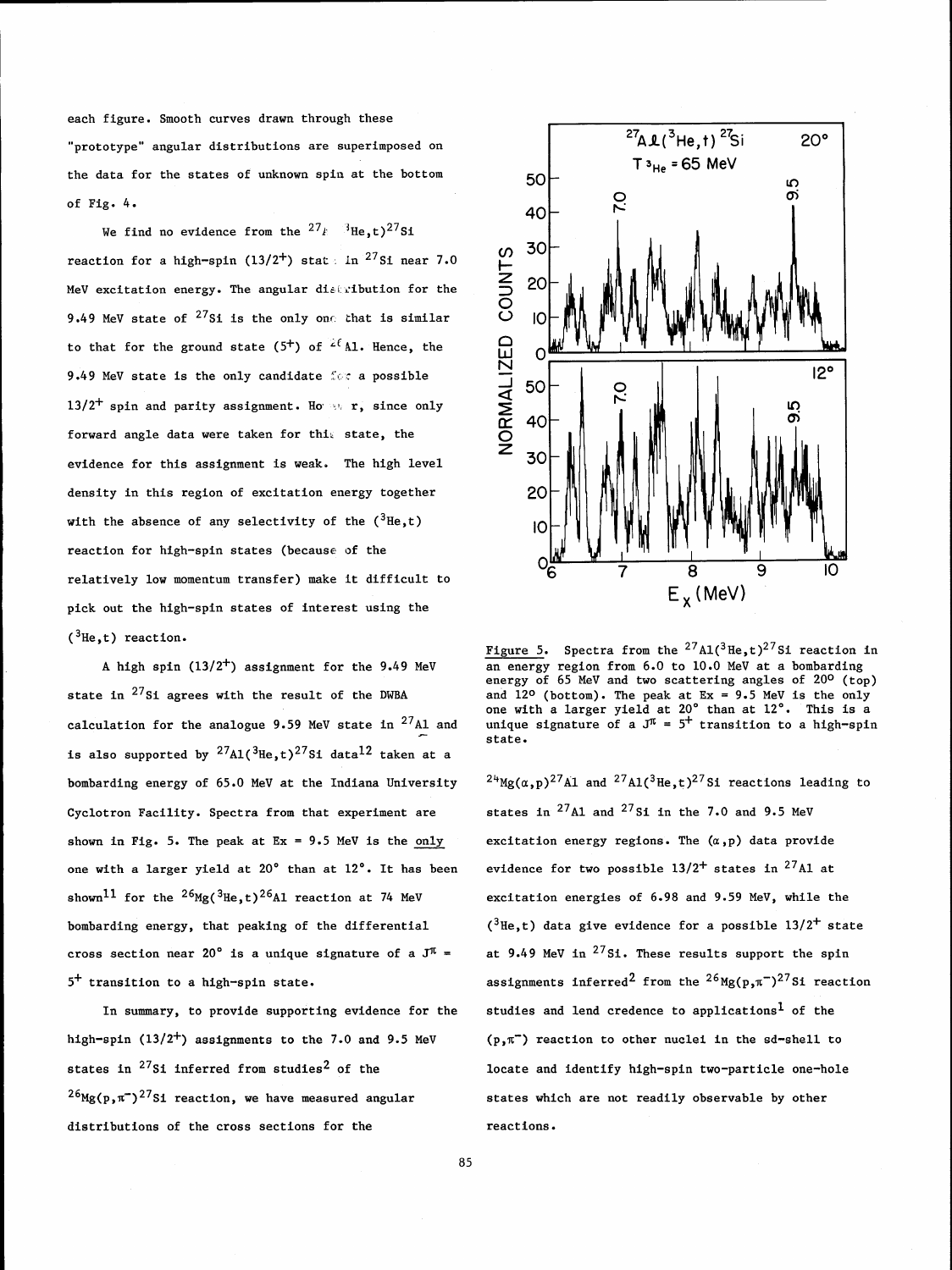each figure. Smooth curves drawn through these "prototype" angular distributions are superimposed on the data for the states of unknown spin at the bottom of Fig. 4.

We find no evidence from the $^{27}Al(^{3}He,t)^{27}Si$ reaction for a high-spin ($13/2^{+}$) state in $^{27}Si$ near 7.0 MeV excitation energy. The angular distribution for the 9.49 MeV state of $^{27}Si$ is the only one that is similar to that for the ground state ($5^{+}$) of $^{26}Al$. Hence, the 9.49 MeV state is the only candidate for a possible $13/2^{+}$ spin and parity assignment. However, since only forward angle data were taken for this state, the evidence for this assignment is weak. The high level density in this region of excitation energy together with the absence of any selectivity of the ($^{3}He$,t) reaction for high-spin states (because of the relatively low momentum transfer) make it difficult to pick out the high-spin states of interest using the ($^{3}He$,t) reaction.

A high spin ($13/2^{+}$) assignment for the 9.49 MeV state in $^{27}Si$ agrees with the result of the DWBA calculation for the analogue 9.59 MeV state in $^{27}Al$ and is also supported by $^{27}Al(^{3}He,t)^{27}Si$ data[12] taken at a bombarding energy of 65.0 MeV at the Indiana University Cyclotron Facility. Spectra from that experiment are shown in Fig. 5. The peak at Ex = 9.5 MeV is the only one with a larger yield at 20° than at 12°. It has been shown[11] for the $^{26}Mg(^{3}He,t)^{26}Al$ reaction at 74 MeV bombarding energy, that peaking of the differential cross section near 20° is a unique signature of a $J^{\pi} = 5^{+}$ transition to a high-spin state.

In summary, to provide supporting evidence for the high-spin ($13/2^{+}$) assignments to the 7.0 and 9.5 MeV states in $^{27}Si$ inferred from studies[2] of the $^{26}Mg(p,\pi^{-})^{27}Si$ reaction, we have measured angular distributions of the cross sections for the $^{24}Mg(\alpha,p)^{27}Al$ and $^{27}Al(^{3}He,t)^{27}Si$ reactions leading to states in $^{27}Al$ and $^{27}Si$ in the 7.0 and 9.5 MeV excitation energy regions. The ($\alpha$,p) data provide evidence for two possible $13/2^{+}$ states in $^{27}Al$ at excitation energies of 6.98 and 9.59 MeV, while the ($^{3}He$,t) data give evidence for a possible $13/2^{+}$ state at 9.49 MeV in $^{27}Si$. These results support the spin assignments inferred[2] from the $^{26}Mg(p,\pi^{-})^{27}Si$ reaction studies and lend credence to applications[1] of the ($p,\pi^{-}$) reaction to other nuclei in the sd-shell to locate and identify high-spin two-particle one-hole states which are not readily observable by other reactions.

Figure 5. Spectra from the $^{27}Al(^{3}He,t)^{27}Si$ reaction in an energy region from 6.0 to 10.0 MeV at a bombarding energy of 65 MeV and two scattering angles of 20° (top) and 12° (bottom). The peak at Ex = 9.5 MeV is the only one with a larger yield at 20° than at 12°. This is a unique signature of a $J^{\pi} = 5^{+}$ transition to a high-spin state.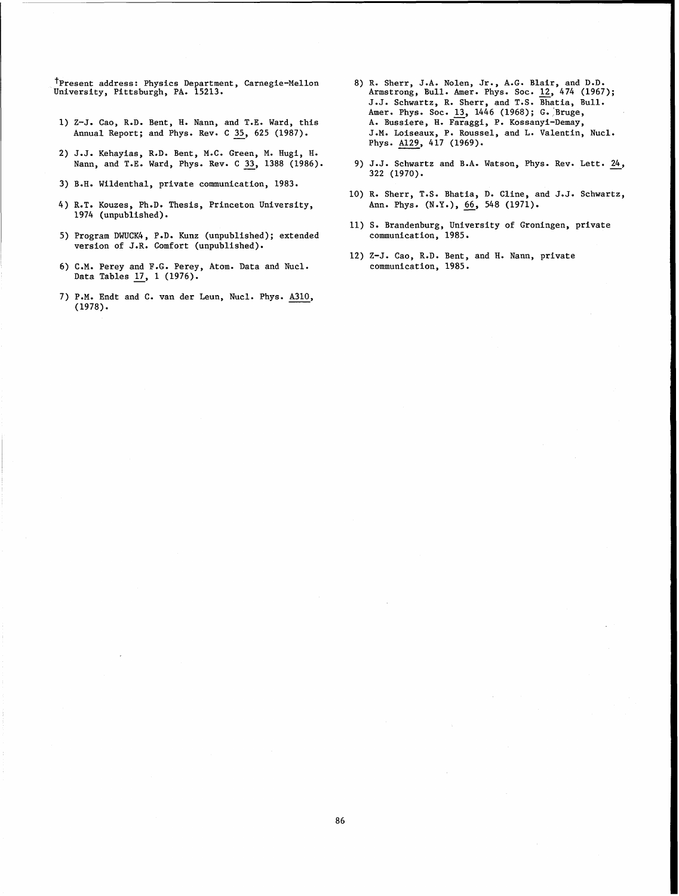†Present address: Physics Department, Carnegie-Mellon University, Pittsburgh, PA. 15213.

1) Z-J. Cao, R.D. Bent, H. Nann, and T.E. Ward, this Annual Report; and Phys. Rev. C 35, 625 (1987).

2) J.J. Kehayias, R.D. Bent, M.C. Green, M. Hugi, H. Nann, and T.E. Ward, Phys. Rev. C 33, 1388 (1986).

3) B.H. Wildenthal, private communication, 1983.

4) R.T. Kouzes, Ph.D. Thesis, Princeton University, 1974 (unpublished).

5) Program DWUCK4, P.D. Kunz (unpublished); extended version of J.R. Comfort (unpublished).

6) C.M. Perey and F.G. Perey, Atom. Data and Nucl. Data Tables 17, 1 (1976).

7) P.M. Endt and C. van der Leun, Nucl. Phys. A310, (1978).

8) R. Sherr, J.A. Nolen, Jr., A.G. Blair, and D.D. Armstrong, Bull. Amer. Phys. Soc. 12, 474 (1967); J.J. Schwartz, R. Sherr, and T.S. Bhatia, Bull. Amer. Phys. Soc. 13, 1446 (1968); G. Bruge, A. Bussiere, H. Faraggi, P. Kossanyi-Demay, J.M. Loiseaux, P. Roussel, and L. Valentin, Nucl. Phys. A129, 417 (1969).

9) J.J. Schwartz and B.A. Watson, Phys. Rev. Lett. 24, 322 (1970).

10) R. Sherr, T.S. Bhatia, D. Cline, and J.J. Schwartz, Ann. Phys. (N.Y.), 66, 548 (1971).

11) S. Brandenburg, University of Groningen, private communication, 1985.

12) Z-J. Cao, R.D. Bent, and H. Nann, private communication, 1985.